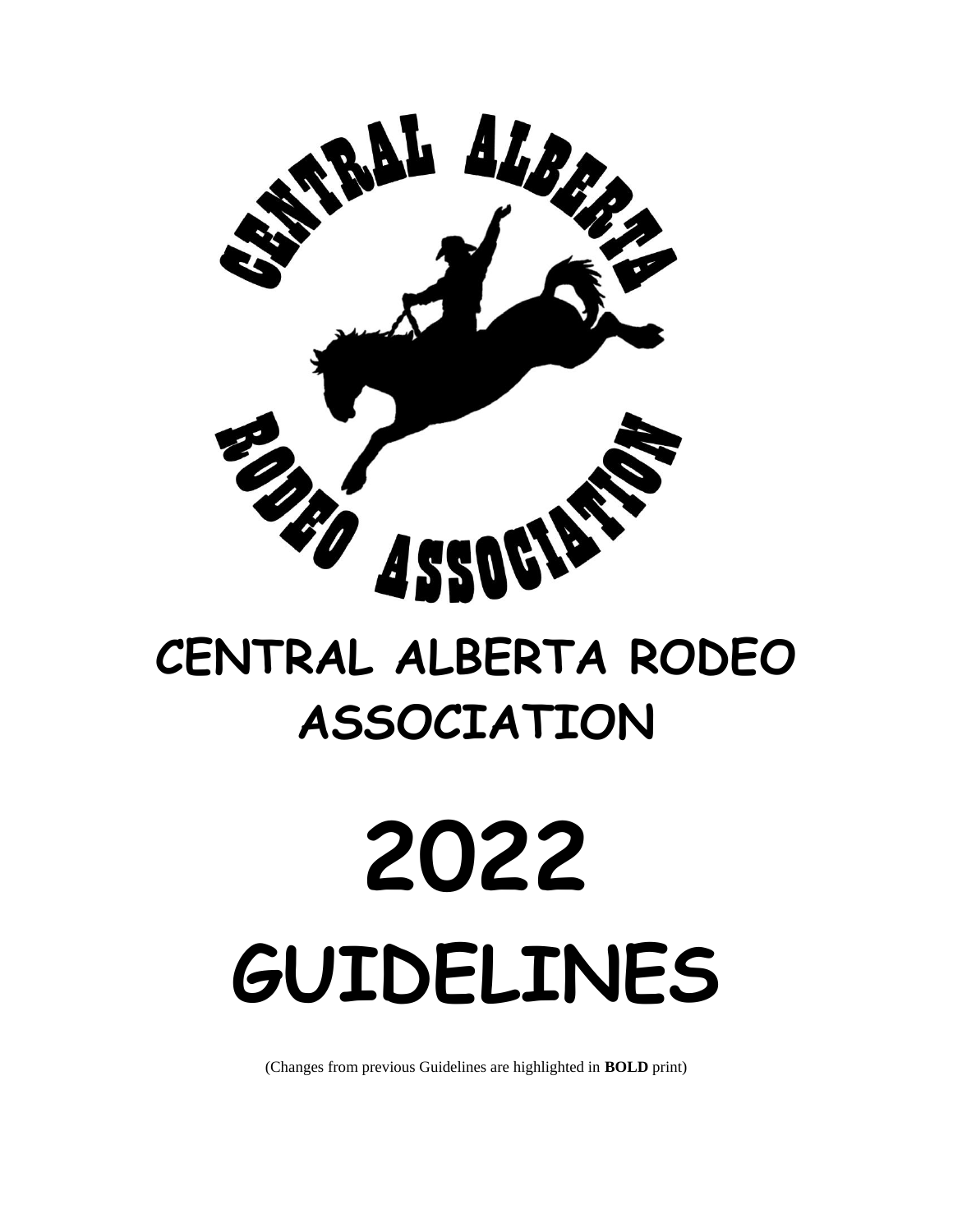# CENTRAL ALBERTA RODEO ASSOCIATION

# 2022 GUIDELINES

(Changes from previous Guidelines are highlighted in **BOLD** print)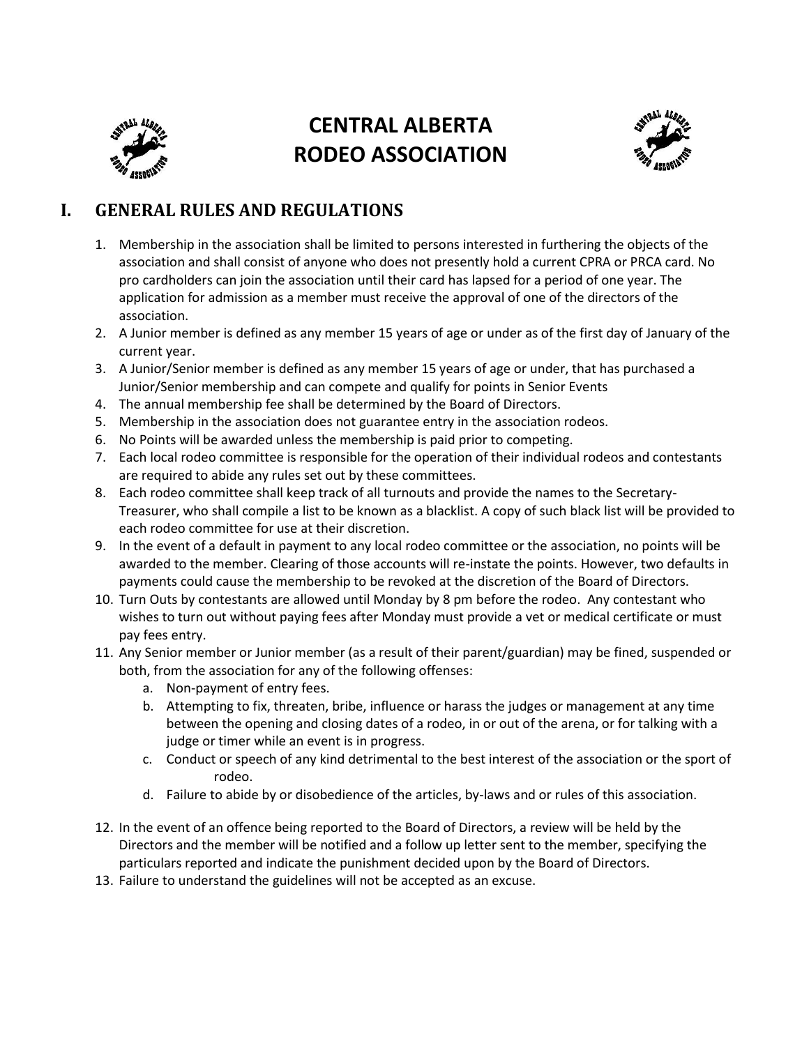# CENTRAL ALBERTA RODEO ASSOCIATION

## I. GENERAL RULES AND REGULATIONS

1. Membership in the association shall be limited to persons interested in furthering the objects of the association and shall consist of anyone who does not presently hold a current CPRA or PRCA card. No pro cardholders can join the association until their card has lapsed for a period of one year. The application for admission as a member must receive the approval of one of the directors of the association.
2. A Junior member is defined as any member 15 years of age or under as of the first day of January of the current year.
3. A Junior/Senior member is defined as any member 15 years of age or under, that has purchased a Junior/Senior membership and can compete and qualify for points in Senior Events
4. The annual membership fee shall be determined by the Board of Directors.
5. Membership in the association does not guarantee entry in the association rodeos.
6. No Points will be awarded unless the membership is paid prior to competing.
7. Each local rodeo committee is responsible for the operation of their individual rodeos and contestants are required to abide any rules set out by these committees.
8. Each rodeo committee shall keep track of all turnouts and provide the names to the Secretary-Treasurer, who shall compile a list to be known as a blacklist. A copy of such black list will be provided to each rodeo committee for use at their discretion.
9. In the event of a default in payment to any local rodeo committee or the association, no points will be awarded to the member. Clearing of those accounts will re-instate the points. However, two defaults in payments could cause the membership to be revoked at the discretion of the Board of Directors.
10. Turn Outs by contestants are allowed until Monday by 8 pm before the rodeo. Any contestant who wishes to turn out without paying fees after Monday must provide a vet or medical certificate or must pay fees entry.
11. Any Senior member or Junior member (as a result of their parent/guardian) may be fined, suspended or both, from the association for any of the following offenses:
    a. Non-payment of entry fees.
    b. Attempting to fix, threaten, bribe, influence or harass the judges or management at any time between the opening and closing dates of a rodeo, in or out of the arena, or for talking with a judge or timer while an event is in progress.
    c. Conduct or speech of any kind detrimental to the best interest of the association or the sport of rodeo.
    d. Failure to abide by or disobedience of the articles, by-laws and or rules of this association.
12. In the event of an offence being reported to the Board of Directors, a review will be held by the Directors and the member will be notified and a follow up letter sent to the member, specifying the particulars reported and indicate the punishment decided upon by the Board of Directors.
13. Failure to understand the guidelines will not be accepted as an excuse.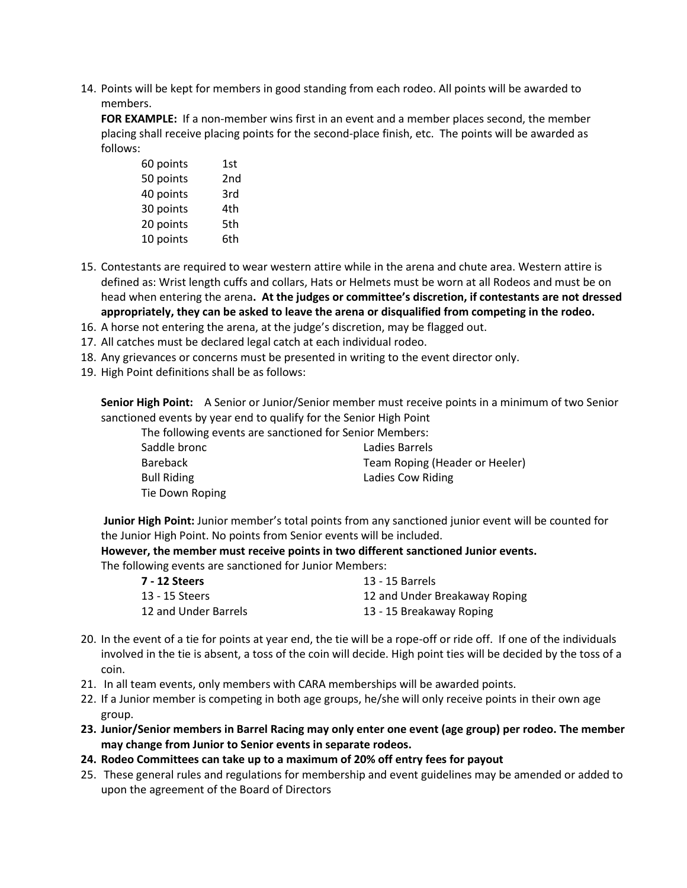14. Points will be kept for members in good standing from each rodeo. All points will be awarded to members.

    **FOR EXAMPLE:** If a non-member wins first in an event and a member places second, the member placing shall receive placing points for the second-place finish, etc. The points will be awarded as follows:

    | | |
    |---|---|
    | 60 points | 1st |
    | 50 points | 2nd |
    | 40 points | 3rd |
    | 30 points | 4th |
    | 20 points | 5th |
    | 10 points | 6th |

15. Contestants are required to wear western attire while in the arena and chute area. Western attire is defined as: Wrist length cuffs and collars, Hats or Helmets must be worn at all Rodeos and must be on head when entering the arena**. At the judges or committee's discretion, if contestants are not dressed appropriately, they can be asked to leave the arena or disqualified from competing in the rodeo.**
16. A horse not entering the arena, at the judge's discretion, may be flagged out.
17. All catches must be declared legal catch at each individual rodeo.
18. Any grievances or concerns must be presented in writing to the event director only.
19. High Point definitions shall be as follows:

    **Senior High Point:** A Senior or Junior/Senior member must receive points in a minimum of two Senior sanctioned events by year end to qualify for the Senior High Point

    The following events are sanctioned for Senior Members:

    | | |
    |---|---|
    | Saddle bronc | Ladies Barrels |
    | Bareback | Team Roping (Header or Heeler) |
    | Bull Riding | Ladies Cow Riding |
    | Tie Down Roping | |

    **Junior High Point:** Junior member's total points from any sanctioned junior event will be counted for the Junior High Point. No points from Senior events will be included.

    **However, the member must receive points in two different sanctioned Junior events.**

    The following events are sanctioned for Junior Members:

    | | |
    |---|---|
    | **7 - 12 Steers** | 13 - 15 Barrels |
    | 13 - 15 Steers | 12 and Under Breakaway Roping |
    | 12 and Under Barrels | 13 - 15 Breakaway Roping |

20. In the event of a tie for points at year end, the tie will be a rope-off or ride off. If one of the individuals involved in the tie is absent, a toss of the coin will decide. High point ties will be decided by the toss of a coin.
21. In all team events, only members with CARA memberships will be awarded points.
22. If a Junior member is competing in both age groups, he/she will only receive points in their own age group.
23. **Junior/Senior members in Barrel Racing may only enter one event (age group) per rodeo. The member may change from Junior to Senior events in separate rodeos.**
24. **Rodeo Committees can take up to a maximum of 20% off entry fees for payout**
25. These general rules and regulations for membership and event guidelines may be amended or added to upon the agreement of the Board of Directors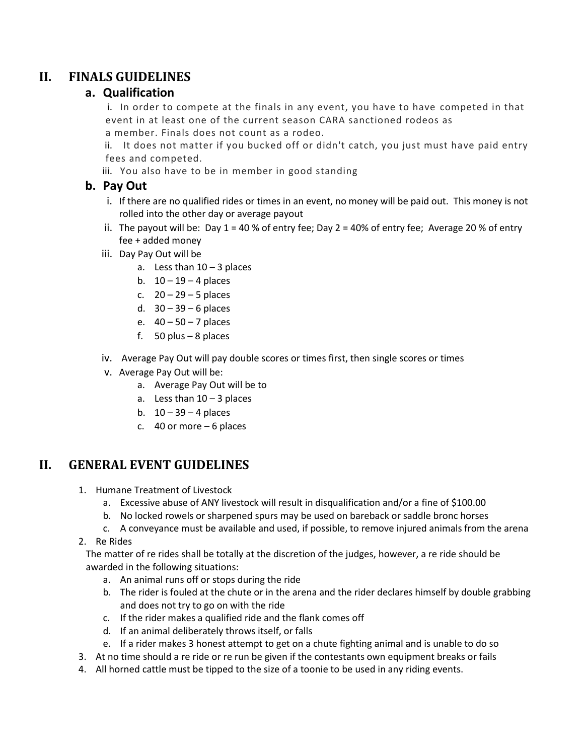## II. FINALS GUIDELINES

### a. Qualification

i. In order to compete at the finals in any event, you have to have competed in that event in at least one of the current season CARA sanctioned rodeos as a member. Finals does not count as a rodeo.

ii. It does not matter if you bucked off or didn't catch, you just must have paid entry fees and competed.

iii. You also have to be in member in good standing

### b. Pay Out

i. If there are no qualified rides or times in an event, no money will be paid out. This money is not rolled into the other day or average payout

ii. The payout will be: Day 1 = 40 % of entry fee; Day 2 = 40% of entry fee; Average 20 % of entry fee + added money

iii. Day Pay Out will be

   a. Less than 10 – 3 places
   b. 10 – 19 – 4 places
   c. 20 – 29 – 5 places
   d. 30 – 39 – 6 places
   e. 40 – 50 – 7 places
   f. 50 plus – 8 places

iv. Average Pay Out will pay double scores or times first, then single scores or times

v. Average Pay Out will be:

   a. Average Pay Out will be to
   a. Less than 10 – 3 places
   b. 10 – 39 – 4 places
   c. 40 or more – 6 places

## II. GENERAL EVENT GUIDELINES

1. Humane Treatment of Livestock
   a. Excessive abuse of ANY livestock will result in disqualification and/or a fine of $100.00
   b. No locked rowels or sharpened spurs may be used on bareback or saddle bronc horses
   c. A conveyance must be available and used, if possible, to remove injured animals from the arena
2. Re Rides

   The matter of re rides shall be totally at the discretion of the judges, however, a re ride should be awarded in the following situations:
   a. An animal runs off or stops during the ride
   b. The rider is fouled at the chute or in the arena and the rider declares himself by double grabbing and does not try to go on with the ride
   c. If the rider makes a qualified ride and the flank comes off
   d. If an animal deliberately throws itself, or falls
   e. If a rider makes 3 honest attempt to get on a chute fighting animal and is unable to do so
3. At no time should a re ride or re run be given if the contestants own equipment breaks or fails
4. All horned cattle must be tipped to the size of a toonie to be used in any riding events.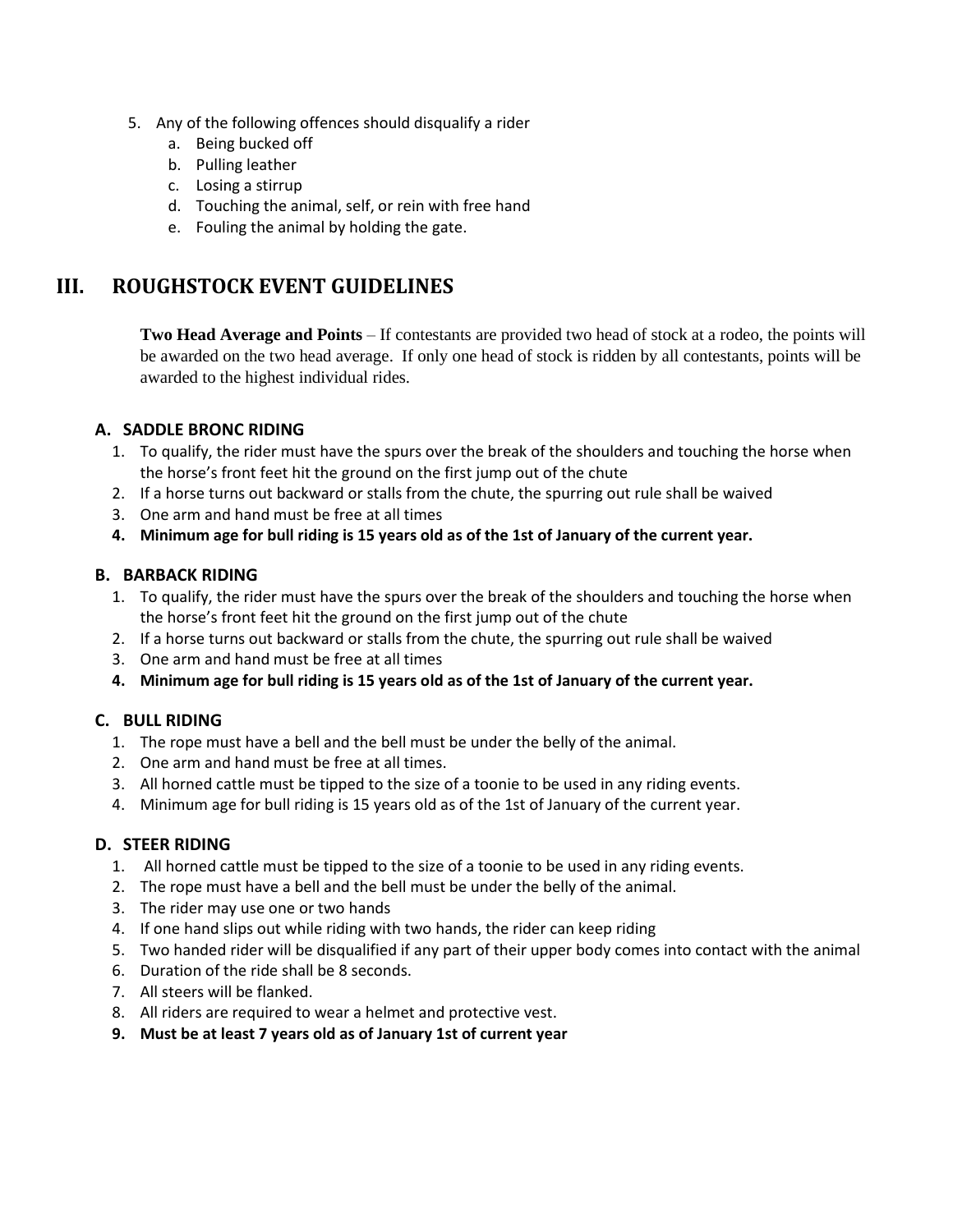5. Any of the following offences should disqualify a rider
    a. Being bucked off
    b. Pulling leather
    c. Losing a stirrup
    d. Touching the animal, self, or rein with free hand
    e. Fouling the animal by holding the gate.

## III. ROUGHSTOCK EVENT GUIDELINES

**Two Head Average and Points** – If contestants are provided two head of stock at a rodeo, the points will be awarded on the two head average. If only one head of stock is ridden by all contestants, points will be awarded to the highest individual rides.

### A. SADDLE BRONC RIDING

1. To qualify, the rider must have the spurs over the break of the shoulders and touching the horse when the horse's front feet hit the ground on the first jump out of the chute
2. If a horse turns out backward or stalls from the chute, the spurring out rule shall be waived
3. One arm and hand must be free at all times
4. **Minimum age for bull riding is 15 years old as of the 1st of January of the current year.**

### B. BARBACK RIDING

1. To qualify, the rider must have the spurs over the break of the shoulders and touching the horse when the horse's front feet hit the ground on the first jump out of the chute
2. If a horse turns out backward or stalls from the chute, the spurring out rule shall be waived
3. One arm and hand must be free at all times
4. **Minimum age for bull riding is 15 years old as of the 1st of January of the current year.**

### C. BULL RIDING

1. The rope must have a bell and the bell must be under the belly of the animal.
2. One arm and hand must be free at all times.
3. All horned cattle must be tipped to the size of a toonie to be used in any riding events.
4. Minimum age for bull riding is 15 years old as of the 1st of January of the current year.

### D. STEER RIDING

1. All horned cattle must be tipped to the size of a toonie to be used in any riding events.
2. The rope must have a bell and the bell must be under the belly of the animal.
3. The rider may use one or two hands
4. If one hand slips out while riding with two hands, the rider can keep riding
5. Two handed rider will be disqualified if any part of their upper body comes into contact with the animal
6. Duration of the ride shall be 8 seconds.
7. All steers will be flanked.
8. All riders are required to wear a helmet and protective vest.
9. **Must be at least 7 years old as of January 1st of current year**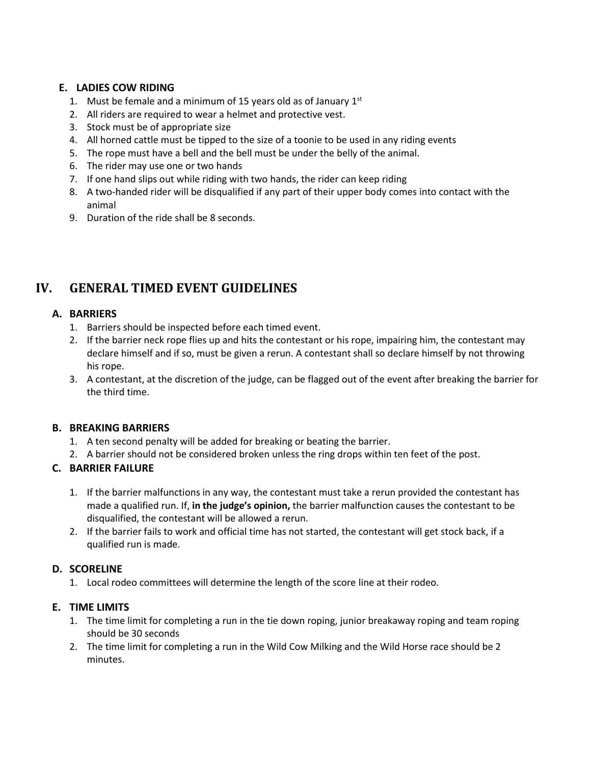### E. LADIES COW RIDING

1. Must be female and a minimum of 15 years old as of January 1st
2. All riders are required to wear a helmet and protective vest.
3. Stock must be of appropriate size
4. All horned cattle must be tipped to the size of a toonie to be used in any riding events
5. The rope must have a bell and the bell must be under the belly of the animal.
6. The rider may use one or two hands
7. If one hand slips out while riding with two hands, the rider can keep riding
8. A two-handed rider will be disqualified if any part of their upper body comes into contact with the animal
9. Duration of the ride shall be 8 seconds.

## IV. GENERAL TIMED EVENT GUIDELINES

### A. BARRIERS

1. Barriers should be inspected before each timed event.
2. If the barrier neck rope flies up and hits the contestant or his rope, impairing him, the contestant may declare himself and if so, must be given a rerun. A contestant shall so declare himself by not throwing his rope.
3. A contestant, at the discretion of the judge, can be flagged out of the event after breaking the barrier for the third time.

### B. BREAKING BARRIERS

1. A ten second penalty will be added for breaking or beating the barrier.
2. A barrier should not be considered broken unless the ring drops within ten feet of the post.

### C. BARRIER FAILURE

1. If the barrier malfunctions in any way, the contestant must take a rerun provided the contestant has made a qualified run. If, **in the judge's opinion,** the barrier malfunction causes the contestant to be disqualified, the contestant will be allowed a rerun.
2. If the barrier fails to work and official time has not started, the contestant will get stock back, if a qualified run is made.

### D. SCORELINE

1. Local rodeo committees will determine the length of the score line at their rodeo.

### E. TIME LIMITS

1. The time limit for completing a run in the tie down roping, junior breakaway roping and team roping should be 30 seconds
2. The time limit for completing a run in the Wild Cow Milking and the Wild Horse race should be 2 minutes.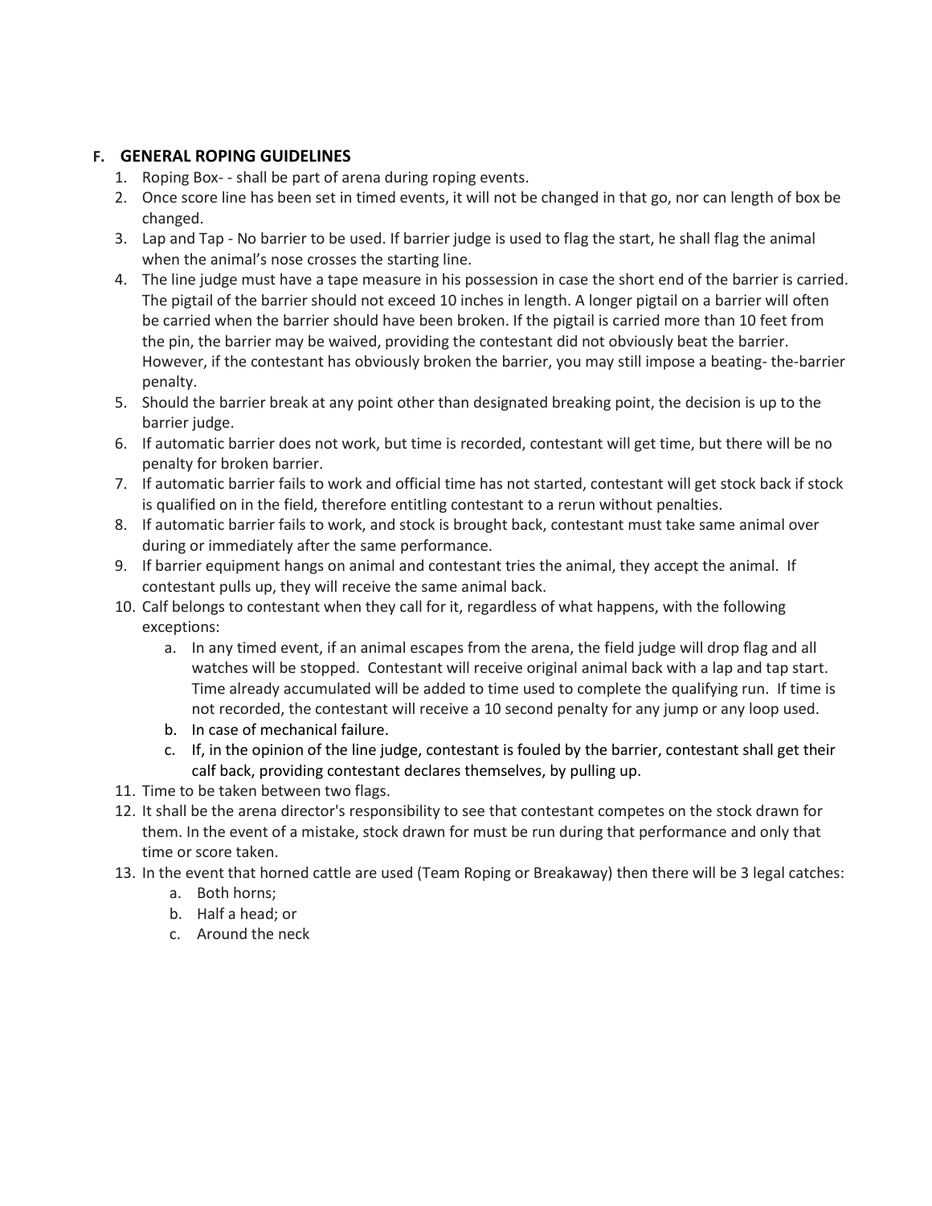### F. GENERAL ROPING GUIDELINES

1. Roping Box- - shall be part of arena during roping events.
2. Once score line has been set in timed events, it will not be changed in that go, nor can length of box be changed.
3. Lap and Tap - No barrier to be used. If barrier judge is used to flag the start, he shall flag the animal when the animal's nose crosses the starting line.
4. The line judge must have a tape measure in his possession in case the short end of the barrier is carried. The pigtail of the barrier should not exceed 10 inches in length. A longer pigtail on a barrier will often be carried when the barrier should have been broken. If the pigtail is carried more than 10 feet from the pin, the barrier may be waived, providing the contestant did not obviously beat the barrier. However, if the contestant has obviously broken the barrier, you may still impose a beating- the-barrier penalty.
5. Should the barrier break at any point other than designated breaking point, the decision is up to the barrier judge.
6. If automatic barrier does not work, but time is recorded, contestant will get time, but there will be no penalty for broken barrier.
7. If automatic barrier fails to work and official time has not started, contestant will get stock back if stock is qualified on in the field, therefore entitling contestant to a rerun without penalties.
8. If automatic barrier fails to work, and stock is brought back, contestant must take same animal over during or immediately after the same performance.
9. If barrier equipment hangs on animal and contestant tries the animal, they accept the animal. If contestant pulls up, they will receive the same animal back.
10. Calf belongs to contestant when they call for it, regardless of what happens, with the following exceptions:
    a. In any timed event, if an animal escapes from the arena, the field judge will drop flag and all watches will be stopped. Contestant will receive original animal back with a lap and tap start. Time already accumulated will be added to time used to complete the qualifying run. If time is not recorded, the contestant will receive a 10 second penalty for any jump or any loop used.
    b. In case of mechanical failure.
    c. If, in the opinion of the line judge, contestant is fouled by the barrier, contestant shall get their calf back, providing contestant declares themselves, by pulling up.
11. Time to be taken between two flags.
12. It shall be the arena director's responsibility to see that contestant competes on the stock drawn for them. In the event of a mistake, stock drawn for must be run during that performance and only that time or score taken.
13. In the event that horned cattle are used (Team Roping or Breakaway) then there will be 3 legal catches:
    a. Both horns;
    b. Half a head; or
    c. Around the neck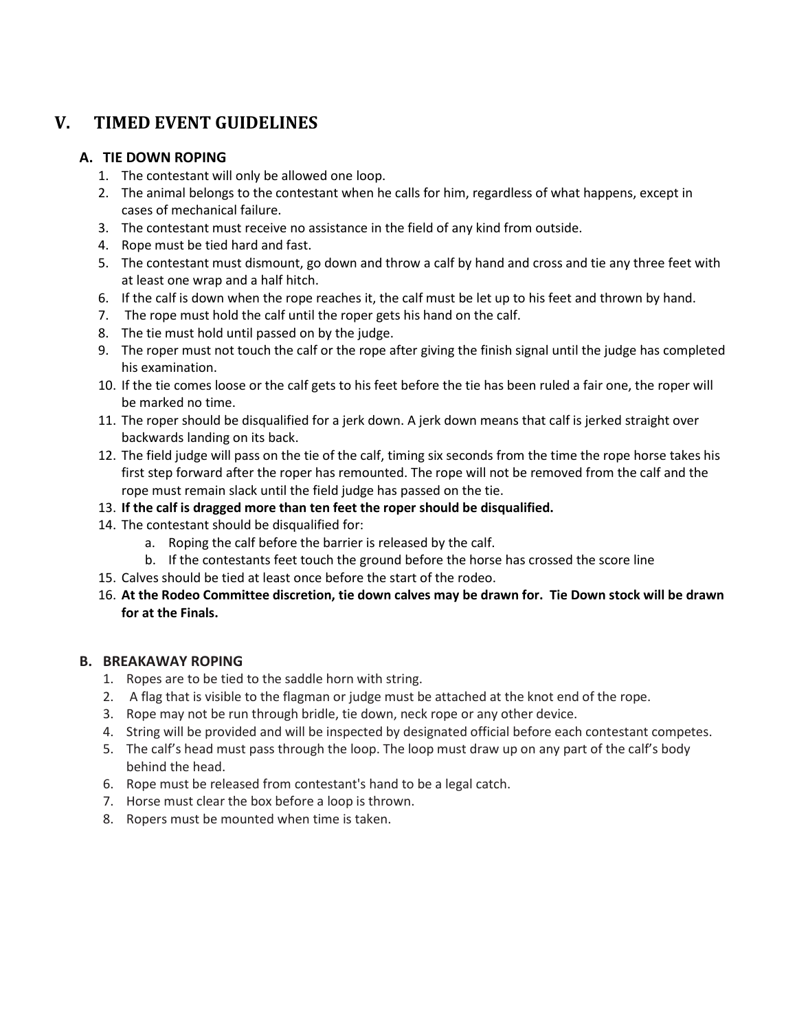## V. TIMED EVENT GUIDELINES

### A. TIE DOWN ROPING

1. The contestant will only be allowed one loop.
2. The animal belongs to the contestant when he calls for him, regardless of what happens, except in cases of mechanical failure.
3. The contestant must receive no assistance in the field of any kind from outside.
4. Rope must be tied hard and fast.
5. The contestant must dismount, go down and throw a calf by hand and cross and tie any three feet with at least one wrap and a half hitch.
6. If the calf is down when the rope reaches it, the calf must be let up to his feet and thrown by hand.
7. The rope must hold the calf until the roper gets his hand on the calf.
8. The tie must hold until passed on by the judge.
9. The roper must not touch the calf or the rope after giving the finish signal until the judge has completed his examination.
10. If the tie comes loose or the calf gets to his feet before the tie has been ruled a fair one, the roper will be marked no time.
11. The roper should be disqualified for a jerk down. A jerk down means that calf is jerked straight over backwards landing on its back.
12. The field judge will pass on the tie of the calf, timing six seconds from the time the rope horse takes his first step forward after the roper has remounted. The rope will not be removed from the calf and the rope must remain slack until the field judge has passed on the tie.
13. **If the calf is dragged more than ten feet the roper should be disqualified.**
14. The contestant should be disqualified for:
    a. Roping the calf before the barrier is released by the calf.
    b. If the contestants feet touch the ground before the horse has crossed the score line
15. Calves should be tied at least once before the start of the rodeo.
16. **At the Rodeo Committee discretion, tie down calves may be drawn for. Tie Down stock will be drawn for at the Finals.**

### B. BREAKAWAY ROPING

1. Ropes are to be tied to the saddle horn with string.
2. A flag that is visible to the flagman or judge must be attached at the knot end of the rope.
3. Rope may not be run through bridle, tie down, neck rope or any other device.
4. String will be provided and will be inspected by designated official before each contestant competes.
5. The calf's head must pass through the loop. The loop must draw up on any part of the calf's body behind the head.
6. Rope must be released from contestant's hand to be a legal catch.
7. Horse must clear the box before a loop is thrown.
8. Ropers must be mounted when time is taken.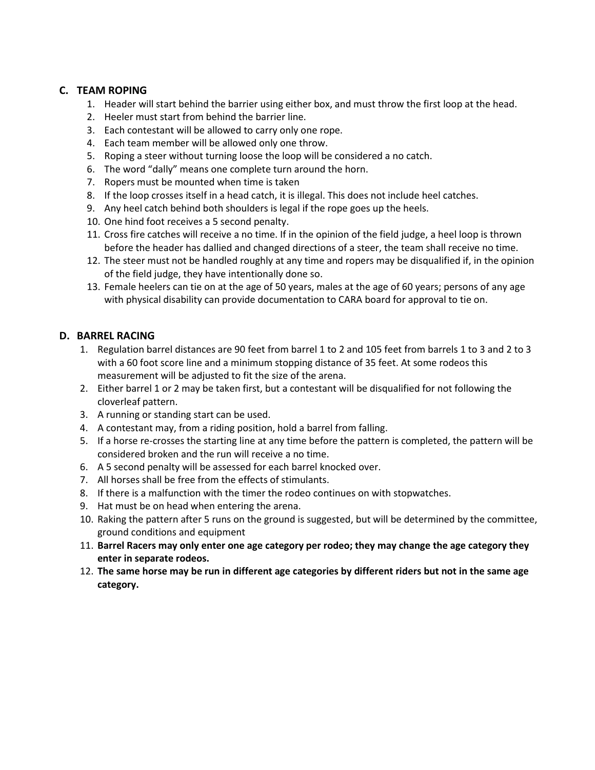## C. TEAM ROPING

1. Header will start behind the barrier using either box, and must throw the first loop at the head.
2. Heeler must start from behind the barrier line.
3. Each contestant will be allowed to carry only one rope.
4. Each team member will be allowed only one throw.
5. Roping a steer without turning loose the loop will be considered a no catch.
6. The word "dally" means one complete turn around the horn.
7. Ropers must be mounted when time is taken
8. If the loop crosses itself in a head catch, it is illegal. This does not include heel catches.
9. Any heel catch behind both shoulders is legal if the rope goes up the heels.
10. One hind foot receives a 5 second penalty.
11. Cross fire catches will receive a no time. If in the opinion of the field judge, a heel loop is thrown before the header has dallied and changed directions of a steer, the team shall receive no time.
12. The steer must not be handled roughly at any time and ropers may be disqualified if, in the opinion of the field judge, they have intentionally done so.
13. Female heelers can tie on at the age of 50 years, males at the age of 60 years; persons of any age with physical disability can provide documentation to CARA board for approval to tie on.

## D. BARREL RACING

1. Regulation barrel distances are 90 feet from barrel 1 to 2 and 105 feet from barrels 1 to 3 and 2 to 3 with a 60 foot score line and a minimum stopping distance of 35 feet. At some rodeos this measurement will be adjusted to fit the size of the arena.
2. Either barrel 1 or 2 may be taken first, but a contestant will be disqualified for not following the cloverleaf pattern.
3. A running or standing start can be used.
4. A contestant may, from a riding position, hold a barrel from falling.
5. If a horse re-crosses the starting line at any time before the pattern is completed, the pattern will be considered broken and the run will receive a no time.
6. A 5 second penalty will be assessed for each barrel knocked over.
7. All horses shall be free from the effects of stimulants.
8. If there is a malfunction with the timer the rodeo continues on with stopwatches.
9. Hat must be on head when entering the arena.
10. Raking the pattern after 5 runs on the ground is suggested, but will be determined by the committee, ground conditions and equipment
11. **Barrel Racers may only enter one age category per rodeo; they may change the age category they enter in separate rodeos.**
12. **The same horse may be run in different age categories by different riders but not in the same age category.**